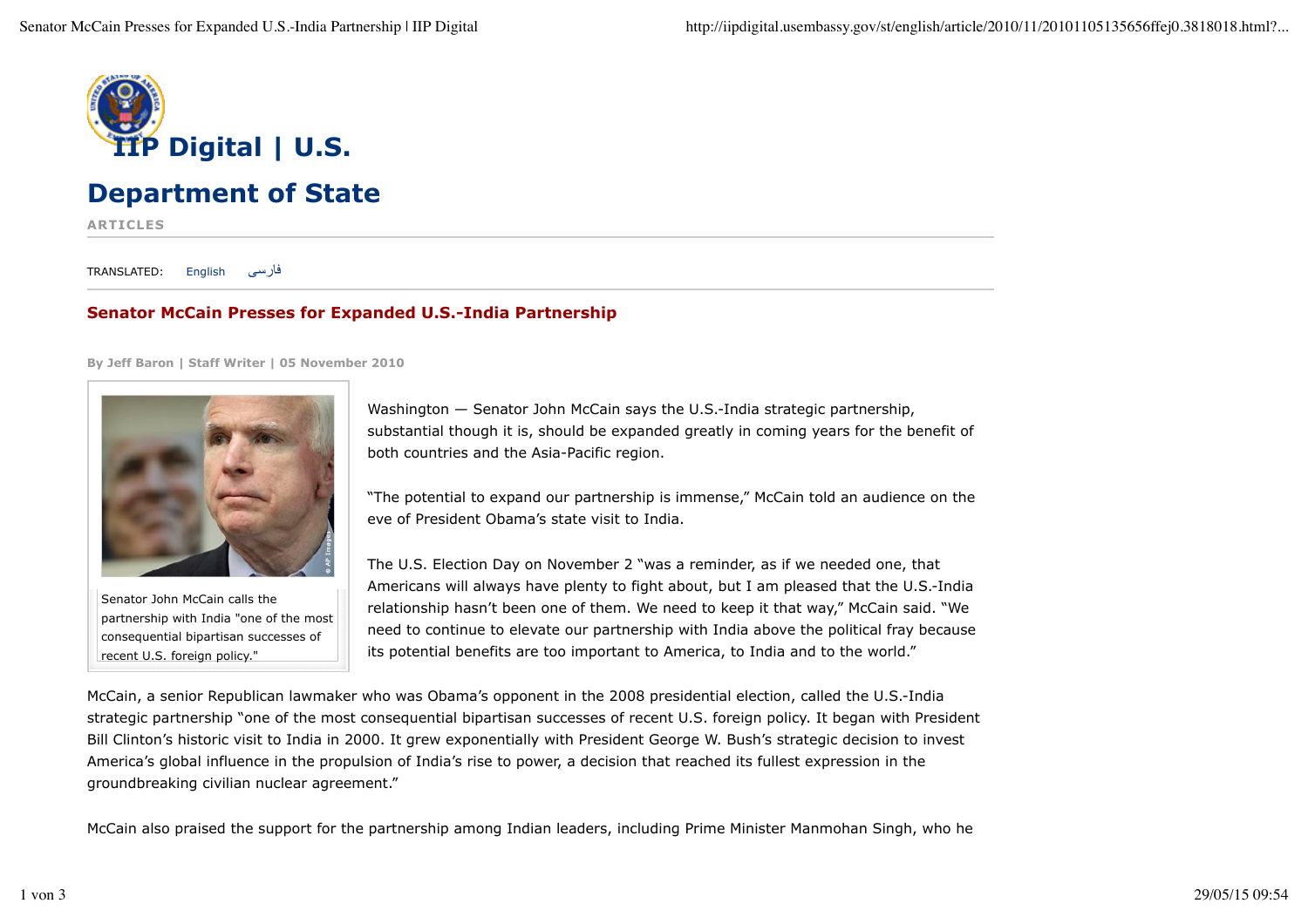# IIP Digital | U.S. Department of State

ARTICLES

TRANSLATED: English فارسی

## Senator McCain Presses for Expanded U.S.-India Partnership

**By Jeff Baron | Staff Writer | 05 November 2010**

Senator John McCain calls the partnership with India "one of the most consequential bipartisan successes of recent U.S. foreign policy."

Washington — Senator John McCain says the U.S.-India strategic partnership, substantial though it is, should be expanded greatly in coming years for the benefit of both countries and the Asia-Pacific region.

"The potential to expand our partnership is immense," McCain told an audience on the eve of President Obama's state visit to India.

The U.S. Election Day on November 2 "was a reminder, as if we needed one, that Americans will always have plenty to fight about, but I am pleased that the U.S.-India relationship hasn't been one of them. We need to keep it that way," McCain said. "We need to continue to elevate our partnership with India above the political fray because its potential benefits are too important to America, to India and to the world."

McCain, a senior Republican lawmaker who was Obama's opponent in the 2008 presidential election, called the U.S.-India strategic partnership "one of the most consequential bipartisan successes of recent U.S. foreign policy. It began with President Bill Clinton's historic visit to India in 2000. It grew exponentially with President George W. Bush's strategic decision to invest America's global influence in the propulsion of India's rise to power, a decision that reached its fullest expression in the groundbreaking civilian nuclear agreement."

McCain also praised the support for the partnership among Indian leaders, including Prime Minister Manmohan Singh, who he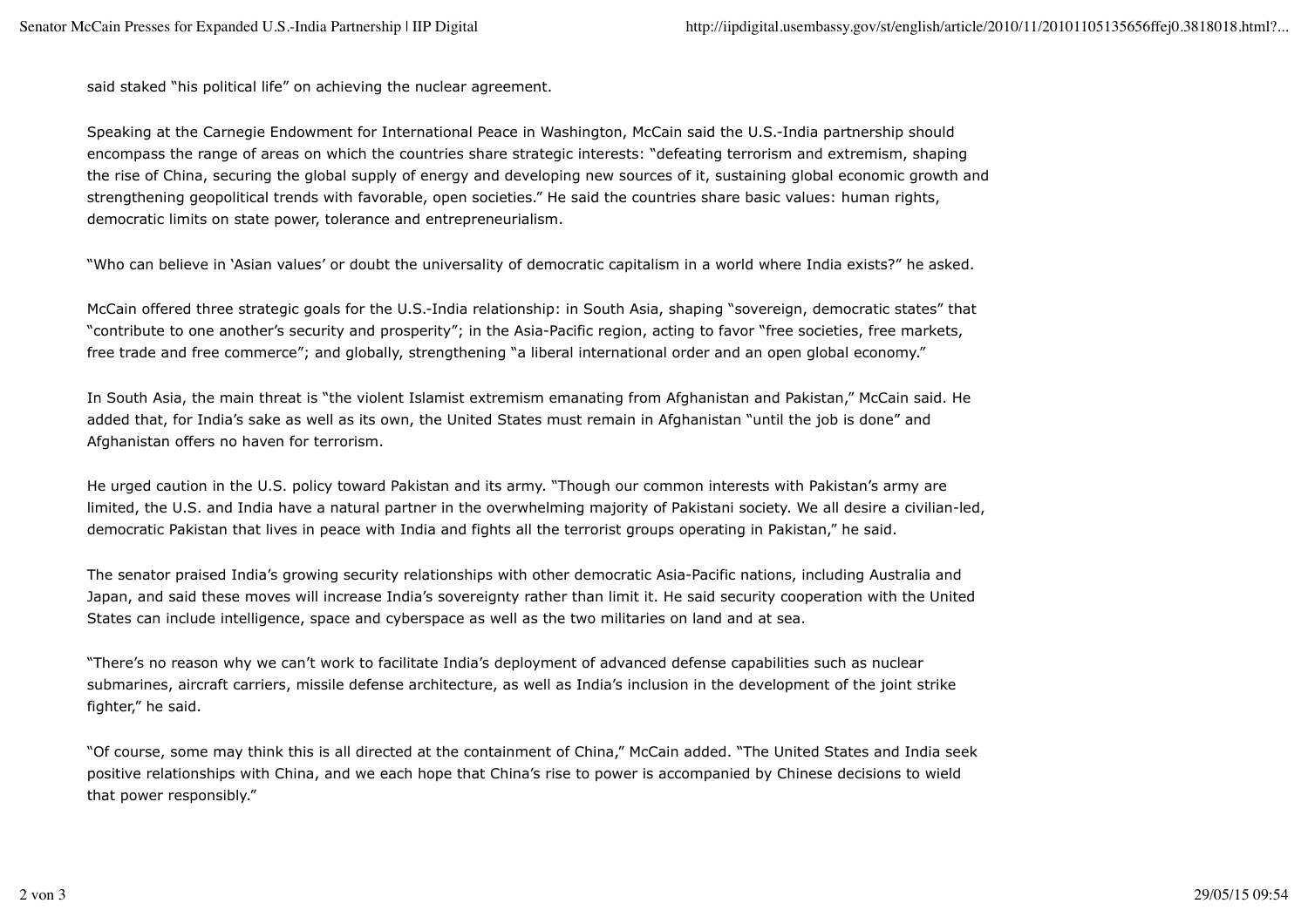said staked "his political life" on achieving the nuclear agreement.

Speaking at the Carnegie Endowment for International Peace in Washington, McCain said the U.S.-India partnership should encompass the range of areas on which the countries share strategic interests: "defeating terrorism and extremism, shaping the rise of China, securing the global supply of energy and developing new sources of it, sustaining global economic growth and strengthening geopolitical trends with favorable, open societies." He said the countries share basic values: human rights, democratic limits on state power, tolerance and entrepreneurialism.

"Who can believe in 'Asian values' or doubt the universality of democratic capitalism in a world where India exists?" he asked.

McCain offered three strategic goals for the U.S.-India relationship: in South Asia, shaping "sovereign, democratic states" that "contribute to one another's security and prosperity"; in the Asia-Pacific region, acting to favor "free societies, free markets, free trade and free commerce"; and globally, strengthening "a liberal international order and an open global economy."

In South Asia, the main threat is "the violent Islamist extremism emanating from Afghanistan and Pakistan," McCain said. He added that, for India's sake as well as its own, the United States must remain in Afghanistan "until the job is done" and Afghanistan offers no haven for terrorism.

He urged caution in the U.S. policy toward Pakistan and its army. "Though our common interests with Pakistan's army are limited, the U.S. and India have a natural partner in the overwhelming majority of Pakistani society. We all desire a civilian-led, democratic Pakistan that lives in peace with India and fights all the terrorist groups operating in Pakistan," he said.

The senator praised India's growing security relationships with other democratic Asia-Pacific nations, including Australia and Japan, and said these moves will increase India's sovereignty rather than limit it. He said security cooperation with the United States can include intelligence, space and cyberspace as well as the two militaries on land and at sea.

"There's no reason why we can't work to facilitate India's deployment of advanced defense capabilities such as nuclear submarines, aircraft carriers, missile defense architecture, as well as India's inclusion in the development of the joint strike fighter," he said.

"Of course, some may think this is all directed at the containment of China," McCain added. "The United States and India seek positive relationships with China, and we each hope that China's rise to power is accompanied by Chinese decisions to wield that power responsibly."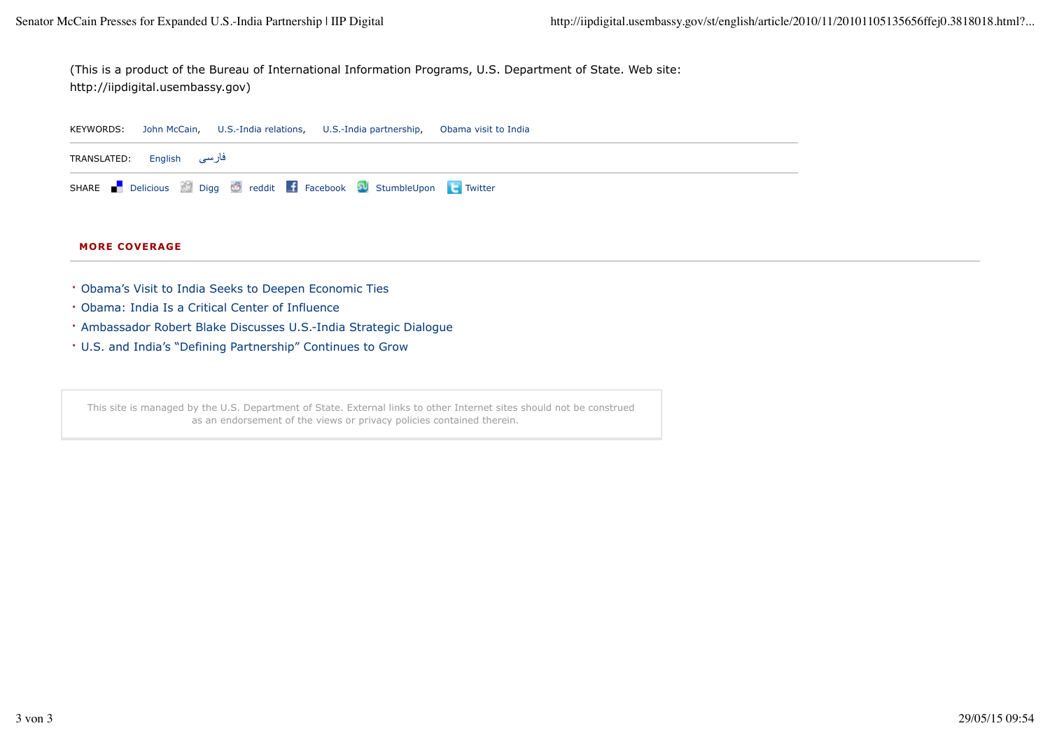(This is a product of the Bureau of International Information Programs, U.S. Department of State. Web site: http://iipdigital.usembassy.gov)

KEYWORDS: John McCain, U.S.-India relations, U.S.-India partnership, Obama visit to India

TRANSLATED: English فارسی

SHARE Delicious Digg reddit Facebook StumbleUpon Twitter

## MORE COVERAGE

- Obama’s Visit to India Seeks to Deepen Economic Ties
- Obama: India Is a Critical Center of Influence
- Ambassador Robert Blake Discusses U.S.-India Strategic Dialogue
- U.S. and India’s “Defining Partnership” Continues to Grow

This site is managed by the U.S. Department of State. External links to other Internet sites should not be construed as an endorsement of the views or privacy policies contained therein.